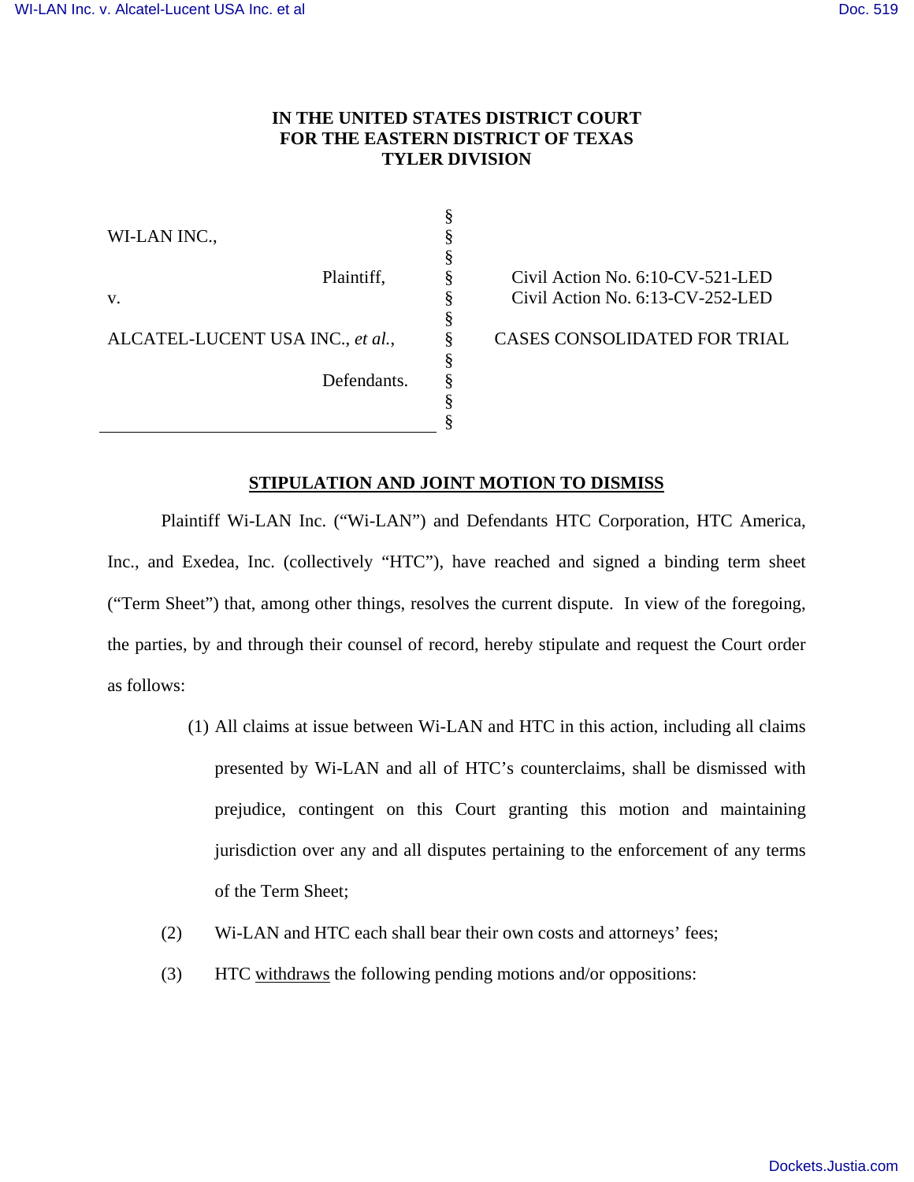**IN THE UNITED STATES DISTRICT COURT**
**FOR THE EASTERN DISTRICT OF TEXAS**
**TYLER DIVISION**

| | | |
|---|---|---|
| WI-LAN INC., | § | |
| Plaintiff, | § | Civil Action No. 6:10-CV-521-LED |
| v. | § | Civil Action No. 6:13-CV-252-LED |
| ALCATEL-LUCENT USA INC., *et al.*, | § | CASES CONSOLIDATED FOR TRIAL |
| Defendants. | § | |

## STIPULATION AND JOINT MOTION TO DISMISS

Plaintiff Wi-LAN Inc. ("Wi-LAN") and Defendants HTC Corporation, HTC America, Inc., and Exedea, Inc. (collectively "HTC"), have reached and signed a binding term sheet ("Term Sheet") that, among other things, resolves the current dispute. In view of the foregoing, the parties, by and through their counsel of record, hereby stipulate and request the Court order as follows:

(1) All claims at issue between Wi-LAN and HTC in this action, including all claims presented by Wi-LAN and all of HTC's counterclaims, shall be dismissed with prejudice, contingent on this Court granting this motion and maintaining jurisdiction over any and all disputes pertaining to the enforcement of any terms of the Term Sheet;

(2) Wi-LAN and HTC each shall bear their own costs and attorneys' fees;

(3) HTC withdraws the following pending motions and/or oppositions: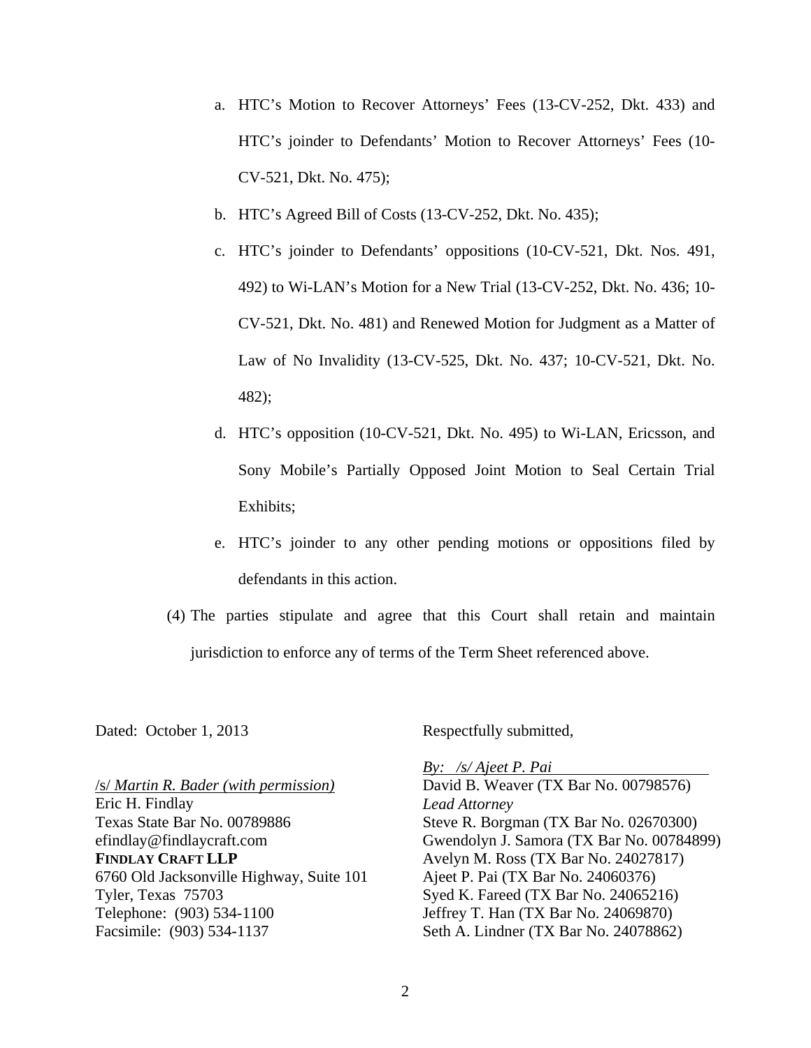a. HTC's Motion to Recover Attorneys' Fees (13-CV-252, Dkt. 433) and HTC's joinder to Defendants' Motion to Recover Attorneys' Fees (10-CV-521, Dkt. No. 475);

b. HTC's Agreed Bill of Costs (13-CV-252, Dkt. No. 435);

c. HTC's joinder to Defendants' oppositions (10-CV-521, Dkt. Nos. 491, 492) to Wi-LAN's Motion for a New Trial (13-CV-252, Dkt. No. 436; 10-CV-521, Dkt. No. 481) and Renewed Motion for Judgment as a Matter of Law of No Invalidity (13-CV-525, Dkt. No. 437; 10-CV-521, Dkt. No. 482);

d. HTC's opposition (10-CV-521, Dkt. No. 495) to Wi-LAN, Ericsson, and Sony Mobile's Partially Opposed Joint Motion to Seal Certain Trial Exhibits;

e. HTC's joinder to any other pending motions or oppositions filed by defendants in this action.

(4) The parties stipulate and agree that this Court shall retain and maintain jurisdiction to enforce any of terms of the Term Sheet referenced above.

Dated: October 1, 2013

/s/ *Martin R. Bader (with permission)*
Eric H. Findlay
Texas State Bar No. 00789886
efindlay@findlaycraft.com
**FINDLAY CRAFT LLP**
6760 Old Jacksonville Highway, Suite 101
Tyler, Texas 75703
Telephone: (903) 534-1100
Facsimile: (903) 534-1137

Respectfully submitted,

*By: /s/ Ajeet P. Pai*
David B. Weaver (TX Bar No. 00798576)
*Lead Attorney*
Steve R. Borgman (TX Bar No. 02670300)
Gwendolyn J. Samora (TX Bar No. 00784899)
Avelyn M. Ross (TX Bar No. 24027817)
Ajeet P. Pai (TX Bar No. 24060376)
Syed K. Fareed (TX Bar No. 24065216)
Jeffrey T. Han (TX Bar No. 24069870)
Seth A. Lindner (TX Bar No. 24078862)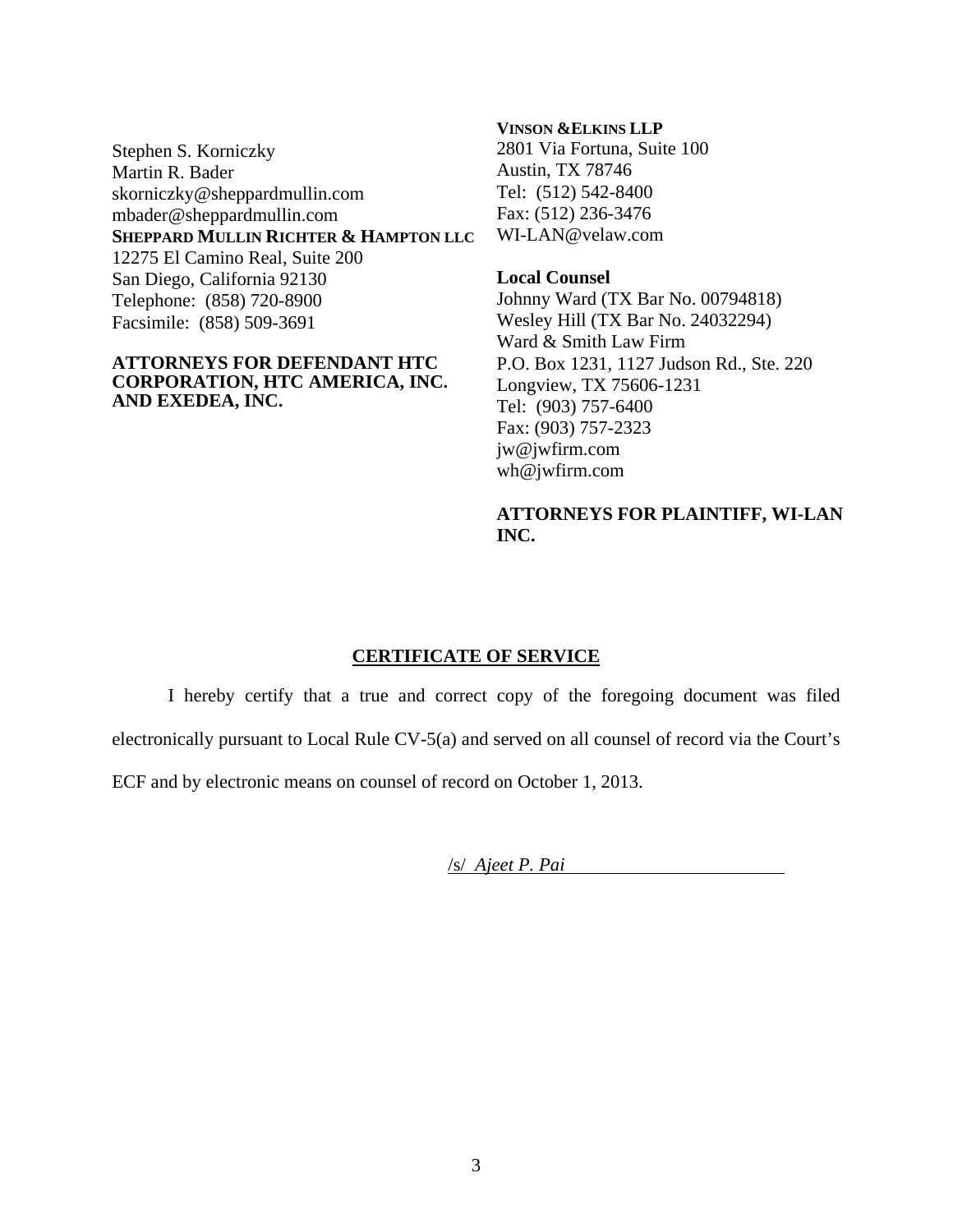Stephen S. Korniczky
Martin R. Bader
skorniczky@sheppardmullin.com
mbader@sheppardmullin.com
**SHEPPARD MULLIN RICHTER & HAMPTON LLC**
12275 El Camino Real, Suite 200
San Diego, California 92130
Telephone: (858) 720-8900
Facsimile: (858) 509-3691

**ATTORNEYS FOR DEFENDANT HTC CORPORATION, HTC AMERICA, INC. AND EXEDEA, INC.**

**VINSON &ELKINS LLP**
2801 Via Fortuna, Suite 100
Austin, TX 78746
Tel: (512) 542-8400
Fax: (512) 236-3476
WI-LAN@velaw.com

**Local Counsel**
Johnny Ward (TX Bar No. 00794818)
Wesley Hill (TX Bar No. 24032294)
Ward & Smith Law Firm
P.O. Box 1231, 1127 Judson Rd., Ste. 220
Longview, TX 75606-1231
Tel: (903) 757-6400
Fax: (903) 757-2323
jw@jwfirm.com
wh@jwfirm.com

**ATTORNEYS FOR PLAINTIFF, WI-LAN INC.**

## CERTIFICATE OF SERVICE

I hereby certify that a true and correct copy of the foregoing document was filed electronically pursuant to Local Rule CV-5(a) and served on all counsel of record via the Court's ECF and by electronic means on counsel of record on October 1, 2013.

/s/ *Ajeet P. Pai*